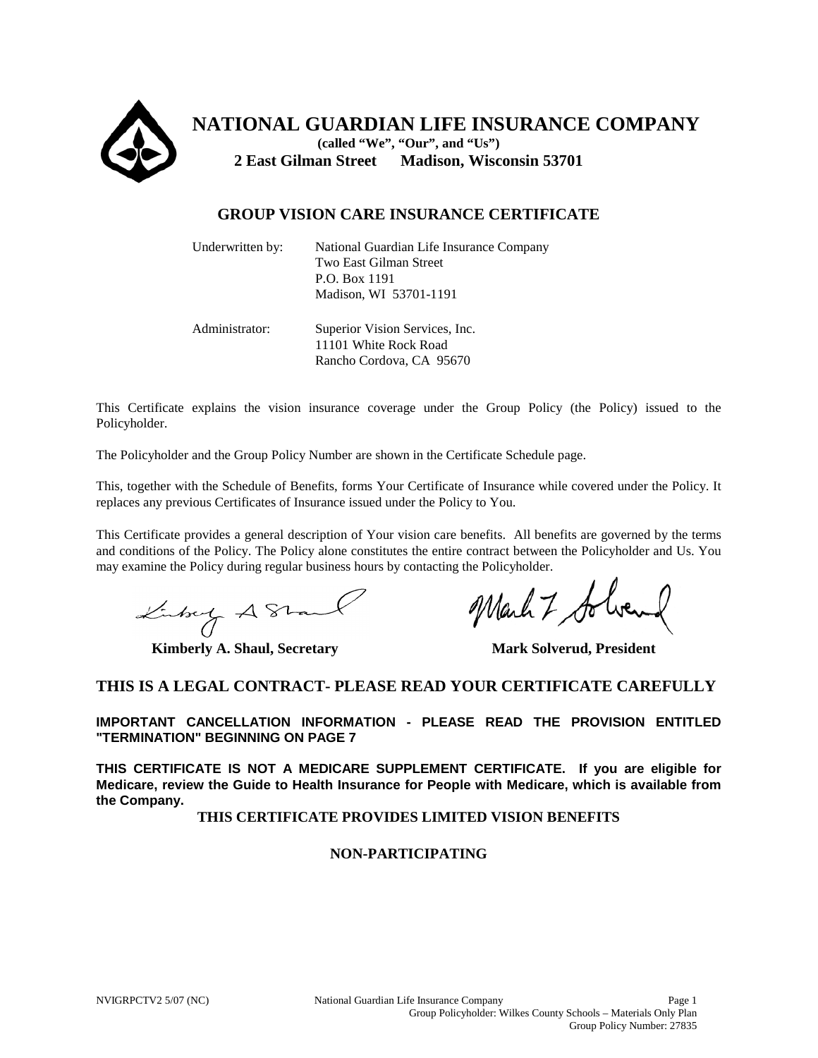# NATIONAL GUARDIAN LIFE INSURANCE COMPANY

**(called "We", "Our", and "Us")**

**2 East Gilman Street Madison, Wisconsin 53701**

## GROUP VISION CARE INSURANCE CERTIFICATE

| | |
|---|---|
| Underwritten by: | National Guardian Life Insurance Company<br>Two East Gilman Street<br>P.O. Box 1191<br>Madison, WI 53701-1191 |
| Administrator: | Superior Vision Services, Inc.<br>11101 White Rock Road<br>Rancho Cordova, CA 95670 |

This Certificate explains the vision insurance coverage under the Group Policy (the Policy) issued to the Policyholder.

The Policyholder and the Group Policy Number are shown in the Certificate Schedule page.

This, together with the Schedule of Benefits, forms Your Certificate of Insurance while covered under the Policy. It replaces any previous Certificates of Insurance issued under the Policy to You.

This Certificate provides a general description of Your vision care benefits. All benefits are governed by the terms and conditions of the Policy. The Policy alone constitutes the entire contract between the Policyholder and Us. You may examine the Policy during regular business hours by contacting the Policyholder.

**Kimberly A. Shaul, Secretary** **Mark Solverud, President**

## THIS IS A LEGAL CONTRACT- PLEASE READ YOUR CERTIFICATE CAREFULLY

**IMPORTANT CANCELLATION INFORMATION - PLEASE READ THE PROVISION ENTITLED "TERMINATION" BEGINNING ON PAGE 7**

**THIS CERTIFICATE IS NOT A MEDICARE SUPPLEMENT CERTIFICATE. If you are eligible for Medicare, review the Guide to Health Insurance for People with Medicare, which is available from the Company.**

**THIS CERTIFICATE PROVIDES LIMITED VISION BENEFITS**

**NON-PARTICIPATING**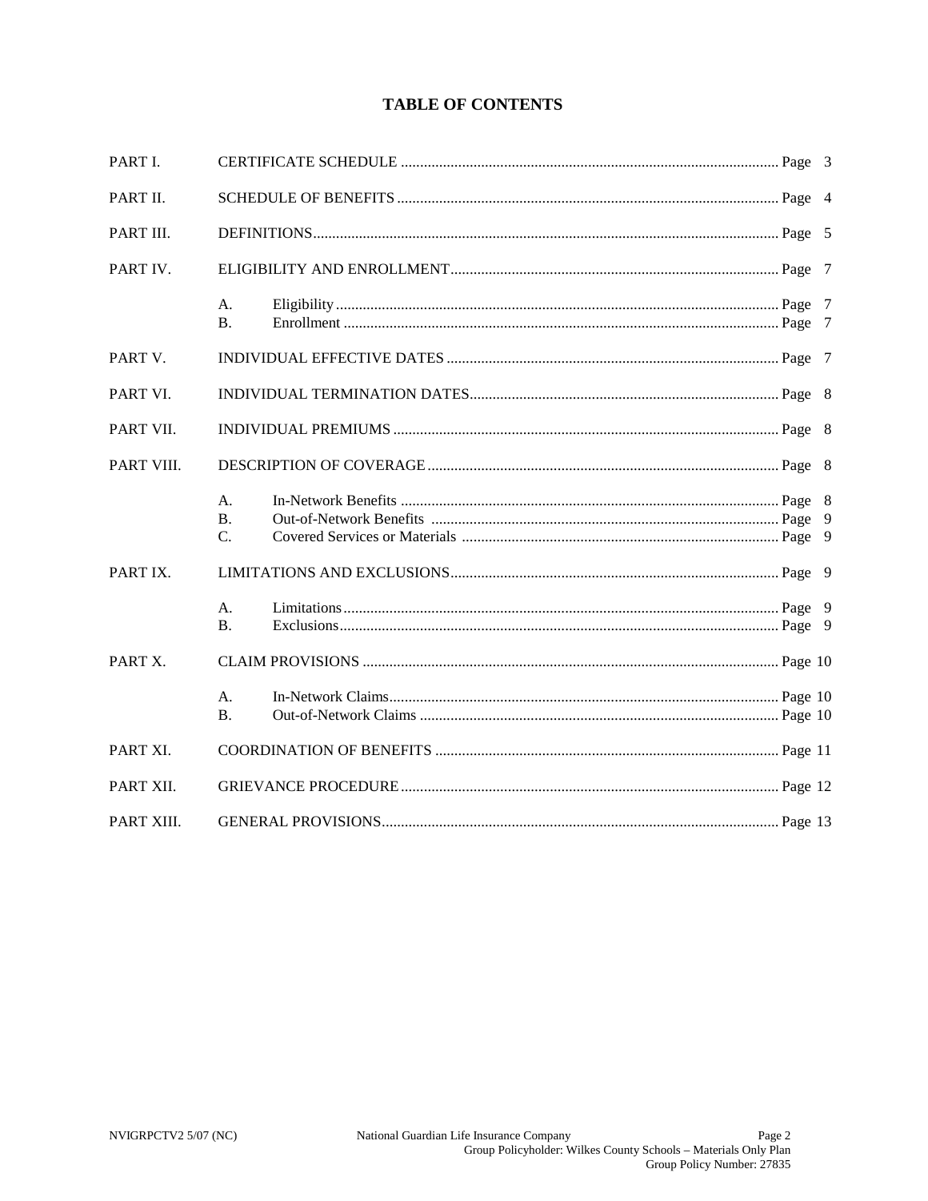# TABLE OF CONTENTS

| | | | |
|---|---|---|---|
| PART I. | CERTIFICATE SCHEDULE | | Page 3 |
| PART II. | SCHEDULE OF BENEFITS | | Page 4 |
| PART III. | DEFINITIONS | | Page 5 |
| PART IV. | ELIGIBILITY AND ENROLLMENT | | Page 7 |
| | A. | Eligibility | Page 7 |
| | B. | Enrollment | Page 7 |
| PART V. | INDIVIDUAL EFFECTIVE DATES | | Page 7 |
| PART VI. | INDIVIDUAL TERMINATION DATES | | Page 8 |
| PART VII. | INDIVIDUAL PREMIUMS | | Page 8 |
| PART VIII. | DESCRIPTION OF COVERAGE | | Page 8 |
| | A. | In-Network Benefits | Page 8 |
| | B. | Out-of-Network Benefits | Page 9 |
| | C. | Covered Services or Materials | Page 9 |
| PART IX. | LIMITATIONS AND EXCLUSIONS | | Page 9 |
| | A. | Limitations | Page 9 |
| | B. | Exclusions | Page 9 |
| PART X. | CLAIM PROVISIONS | | Page 10 |
| | A. | In-Network Claims | Page 10 |
| | B. | Out-of-Network Claims | Page 10 |
| PART XI. | COORDINATION OF BENEFITS | | Page 11 |
| PART XII. | GRIEVANCE PROCEDURE | | Page 12 |
| PART XIII. | GENERAL PROVISIONS | | Page 13 |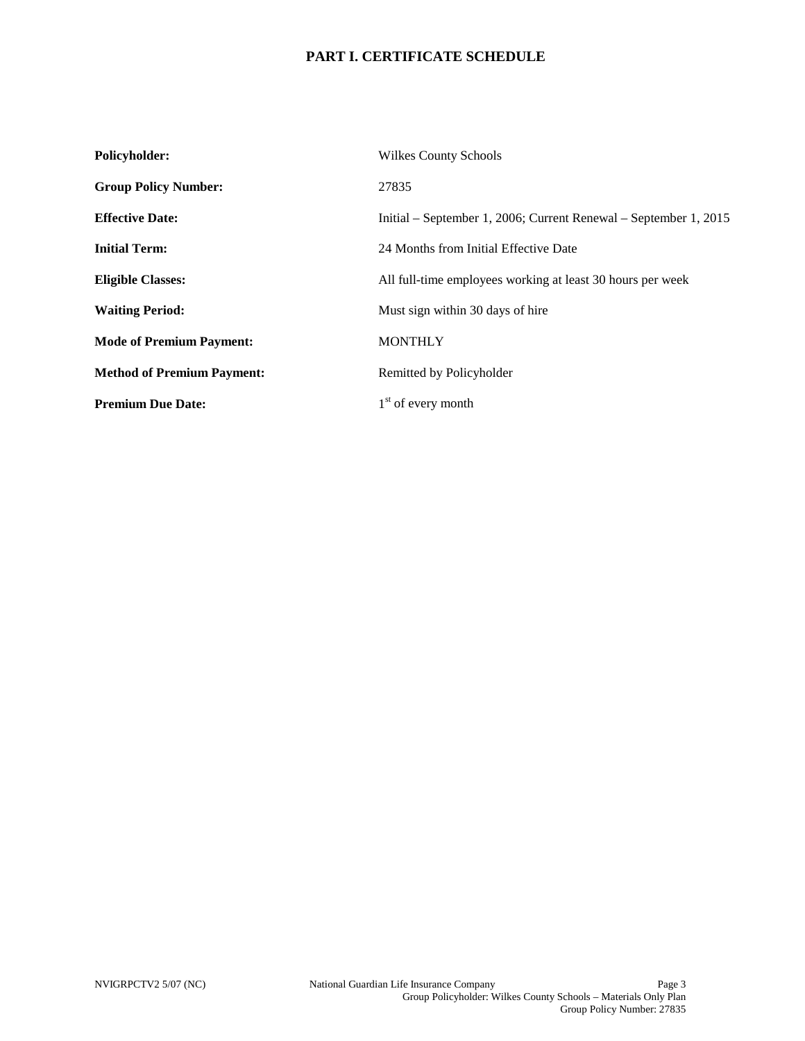# PART I. CERTIFICATE SCHEDULE

| | |
|---|---|
| **Policyholder:** | Wilkes County Schools |
| **Group Policy Number:** | 27835 |
| **Effective Date:** | Initial – September 1, 2006; Current Renewal – September 1, 2015 |
| **Initial Term:** | 24 Months from Initial Effective Date |
| **Eligible Classes:** | All full-time employees working at least 30 hours per week |
| **Waiting Period:** | Must sign within 30 days of hire |
| **Mode of Premium Payment:** | MONTHLY |
| **Method of Premium Payment:** | Remitted by Policyholder |
| **Premium Due Date:** | 1st of every month |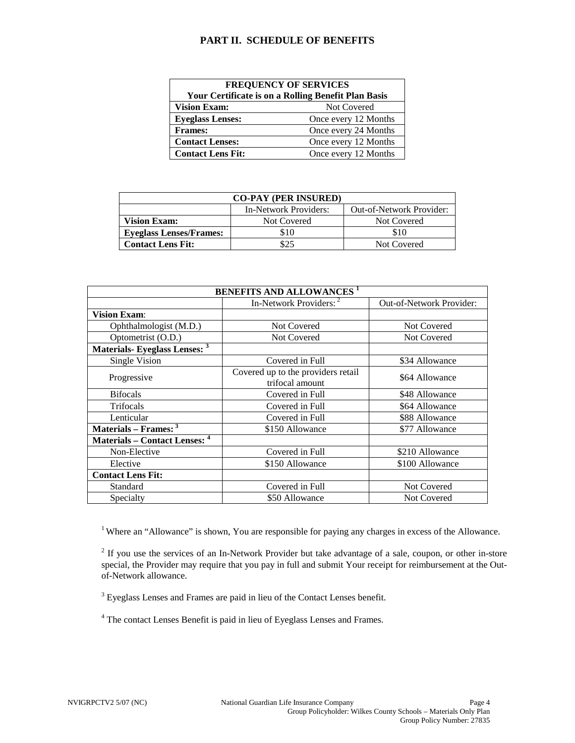# PART II. SCHEDULE OF BENEFITS

| FREQUENCY OF SERVICES<br>Your Certificate is on a Rolling Benefit Plan Basis | |
|---|---|
| **Vision Exam:** | Not Covered |
| **Eyeglass Lenses:** | Once every 12 Months |
| **Frames:** | Once every 24 Months |
| **Contact Lenses:** | Once every 12 Months |
| **Contact Lens Fit:** | Once every 12 Months |

| CO-PAY (PER INSURED) | | |
|---|---|---|
| | In-Network Providers: | Out-of-Network Provider: |
| **Vision Exam:** | Not Covered | Not Covered |
| **Eyeglass Lenses/Frames:** | $10 | $10 |
| **Contact Lens Fit:** | $25 | Not Covered |

| BENEFITS AND ALLOWANCES [1] | | |
|---|---|---|
| | In-Network Providers: [2] | Out-of-Network Provider: |
| **Vision Exam**: | | |
| Ophthalmologist (M.D.) | Not Covered | Not Covered |
| Optometrist (O.D.) | Not Covered | Not Covered |
| **Materials- Eyeglass Lenses: [3]** | | |
| Single Vision | Covered in Full | $34 Allowance |
| Progressive | Covered up to the providers retail trifocal amount | $64 Allowance |
| Bifocals | Covered in Full | $48 Allowance |
| Trifocals | Covered in Full | $64 Allowance |
| Lenticular | Covered in Full | $88 Allowance |
| **Materials – Frames: [3]** | $150 Allowance | $77 Allowance |
| **Materials – Contact Lenses: [4]** | | |
| Non-Elective | Covered in Full | $210 Allowance |
| Elective | $150 Allowance | $100 Allowance |
| **Contact Lens Fit:** | | |
| Standard | Covered in Full | Not Covered |
| Specialty | $50 Allowance | Not Covered |

[1] Where an "Allowance" is shown, You are responsible for paying any charges in excess of the Allowance.

[2] If you use the services of an In-Network Provider but take advantage of a sale, coupon, or other in-store special, the Provider may require that you pay in full and submit Your receipt for reimbursement at the Out-of-Network allowance.

[3] Eyeglass Lenses and Frames are paid in lieu of the Contact Lenses benefit.

[4] The contact Lenses Benefit is paid in lieu of Eyeglass Lenses and Frames.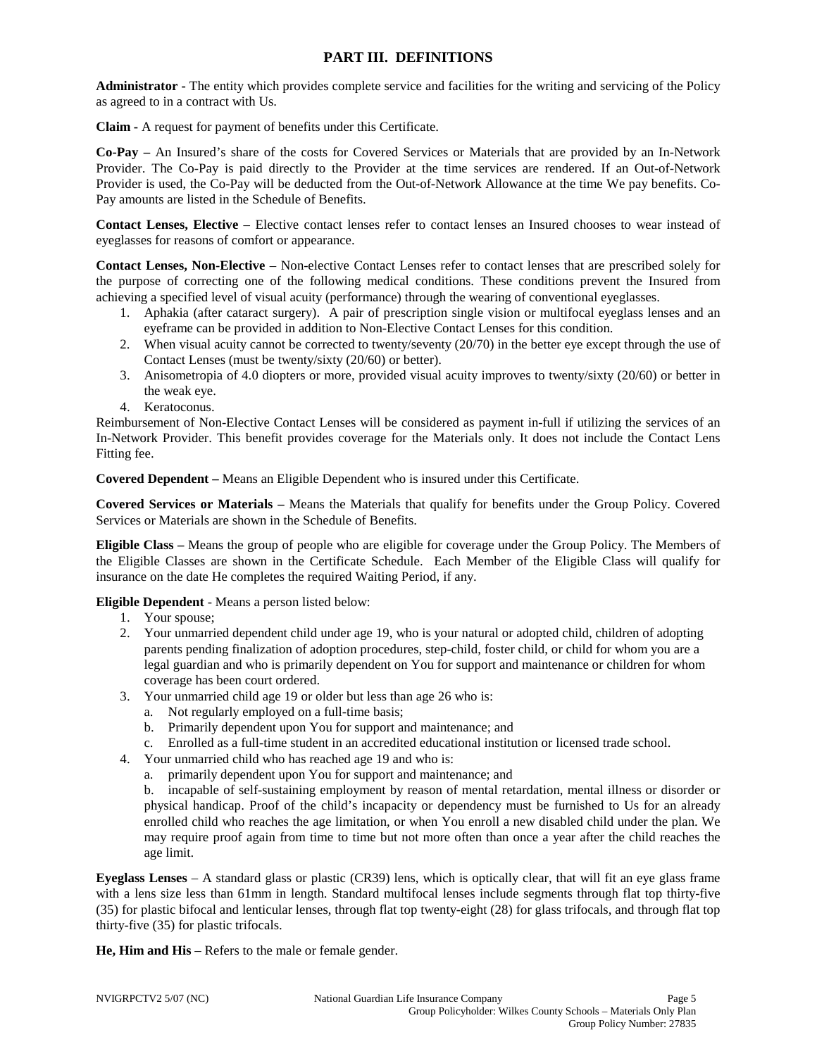## PART III. DEFINITIONS

**Administrator -** The entity which provides complete service and facilities for the writing and servicing of the Policy as agreed to in a contract with Us.

**Claim -** A request for payment of benefits under this Certificate.

**Co-Pay –** An Insured's share of the costs for Covered Services or Materials that are provided by an In-Network Provider. The Co-Pay is paid directly to the Provider at the time services are rendered. If an Out-of-Network Provider is used, the Co-Pay will be deducted from the Out-of-Network Allowance at the time We pay benefits. Co-Pay amounts are listed in the Schedule of Benefits.

**Contact Lenses, Elective** – Elective contact lenses refer to contact lenses an Insured chooses to wear instead of eyeglasses for reasons of comfort or appearance.

**Contact Lenses, Non-Elective** – Non-elective Contact Lenses refer to contact lenses that are prescribed solely for the purpose of correcting one of the following medical conditions. These conditions prevent the Insured from achieving a specified level of visual acuity (performance) through the wearing of conventional eyeglasses.

1. Aphakia (after cataract surgery). A pair of prescription single vision or multifocal eyeglass lenses and an eyeframe can be provided in addition to Non-Elective Contact Lenses for this condition.
2. When visual acuity cannot be corrected to twenty/seventy (20/70) in the better eye except through the use of Contact Lenses (must be twenty/sixty (20/60) or better).
3. Anisometropia of 4.0 diopters or more, provided visual acuity improves to twenty/sixty (20/60) or better in the weak eye.
4. Keratoconus.

Reimbursement of Non-Elective Contact Lenses will be considered as payment in-full if utilizing the services of an In-Network Provider. This benefit provides coverage for the Materials only. It does not include the Contact Lens Fitting fee.

**Covered Dependent –** Means an Eligible Dependent who is insured under this Certificate.

**Covered Services or Materials –** Means the Materials that qualify for benefits under the Group Policy. Covered Services or Materials are shown in the Schedule of Benefits.

**Eligible Class –** Means the group of people who are eligible for coverage under the Group Policy. The Members of the Eligible Classes are shown in the Certificate Schedule. Each Member of the Eligible Class will qualify for insurance on the date He completes the required Waiting Period, if any.

**Eligible Dependent** - Means a person listed below:

1. Your spouse;
2. Your unmarried dependent child under age 19, who is your natural or adopted child, children of adopting parents pending finalization of adoption procedures, step-child, foster child, or child for whom you are a legal guardian and who is primarily dependent on You for support and maintenance or children for whom coverage has been court ordered.
3. Your unmarried child age 19 or older but less than age 26 who is:
   a. Not regularly employed on a full-time basis;
   b. Primarily dependent upon You for support and maintenance; and
   c. Enrolled as a full-time student in an accredited educational institution or licensed trade school.
4. Your unmarried child who has reached age 19 and who is:
   a. primarily dependent upon You for support and maintenance; and
   b. incapable of self-sustaining employment by reason of mental retardation, mental illness or disorder or physical handicap. Proof of the child's incapacity or dependency must be furnished to Us for an already enrolled child who reaches the age limitation, or when You enroll a new disabled child under the plan. We may require proof again from time to time but not more often than once a year after the child reaches the age limit.

**Eyeglass Lenses** – A standard glass or plastic (CR39) lens, which is optically clear, that will fit an eye glass frame with a lens size less than 61mm in length. Standard multifocal lenses include segments through flat top thirty-five (35) for plastic bifocal and lenticular lenses, through flat top twenty-eight (28) for glass trifocals, and through flat top thirty-five (35) for plastic trifocals.

**He, Him and His** – Refers to the male or female gender.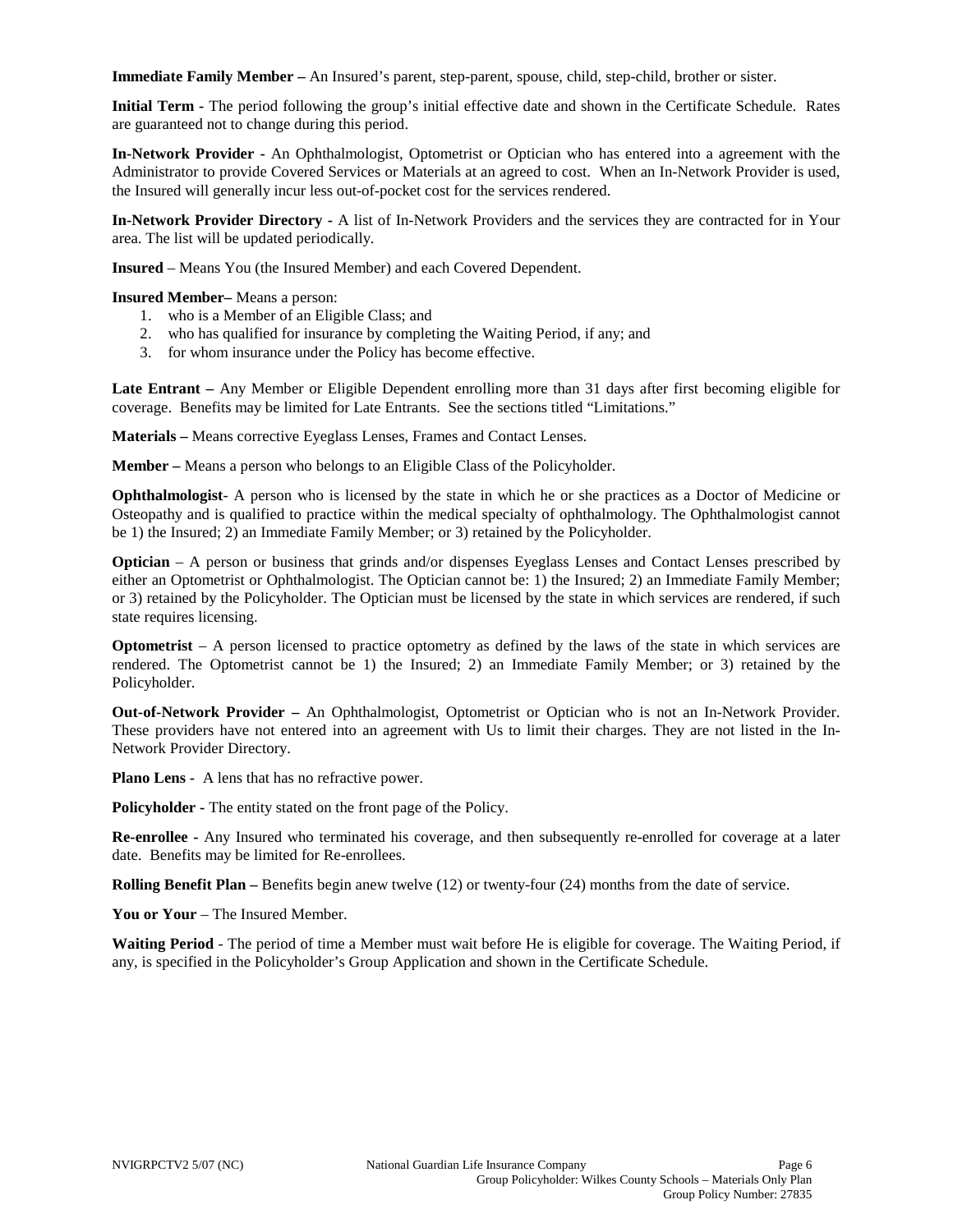**Immediate Family Member –** An Insured's parent, step-parent, spouse, child, step-child, brother or sister.

**Initial Term -** The period following the group's initial effective date and shown in the Certificate Schedule. Rates are guaranteed not to change during this period.

**In-Network Provider -** An Ophthalmologist, Optometrist or Optician who has entered into a agreement with the Administrator to provide Covered Services or Materials at an agreed to cost. When an In-Network Provider is used, the Insured will generally incur less out-of-pocket cost for the services rendered.

**In-Network Provider Directory -** A list of In-Network Providers and the services they are contracted for in Your area. The list will be updated periodically.

**Insured** – Means You (the Insured Member) and each Covered Dependent.

**Insured Member–** Means a person:

1. who is a Member of an Eligible Class; and
2. who has qualified for insurance by completing the Waiting Period, if any; and
3. for whom insurance under the Policy has become effective.

**Late Entrant –** Any Member or Eligible Dependent enrolling more than 31 days after first becoming eligible for coverage. Benefits may be limited for Late Entrants. See the sections titled "Limitations."

**Materials –** Means corrective Eyeglass Lenses, Frames and Contact Lenses.

**Member –** Means a person who belongs to an Eligible Class of the Policyholder.

**Ophthalmologist**- A person who is licensed by the state in which he or she practices as a Doctor of Medicine or Osteopathy and is qualified to practice within the medical specialty of ophthalmology. The Ophthalmologist cannot be 1) the Insured; 2) an Immediate Family Member; or 3) retained by the Policyholder.

**Optician** – A person or business that grinds and/or dispenses Eyeglass Lenses and Contact Lenses prescribed by either an Optometrist or Ophthalmologist. The Optician cannot be: 1) the Insured; 2) an Immediate Family Member; or 3) retained by the Policyholder. The Optician must be licensed by the state in which services are rendered, if such state requires licensing.

**Optometrist** – A person licensed to practice optometry as defined by the laws of the state in which services are rendered. The Optometrist cannot be 1) the Insured; 2) an Immediate Family Member; or 3) retained by the Policyholder.

**Out-of-Network Provider –** An Ophthalmologist, Optometrist or Optician who is not an In-Network Provider. These providers have not entered into an agreement with Us to limit their charges. They are not listed in the In-Network Provider Directory.

**Plano Lens** - A lens that has no refractive power.

**Policyholder -** The entity stated on the front page of the Policy.

**Re-enrollee -** Any Insured who terminated his coverage, and then subsequently re-enrolled for coverage at a later date. Benefits may be limited for Re-enrollees.

**Rolling Benefit Plan –** Benefits begin anew twelve (12) or twenty-four (24) months from the date of service.

**You or Your** – The Insured Member.

**Waiting Period** - The period of time a Member must wait before He is eligible for coverage. The Waiting Period, if any, is specified in the Policyholder's Group Application and shown in the Certificate Schedule.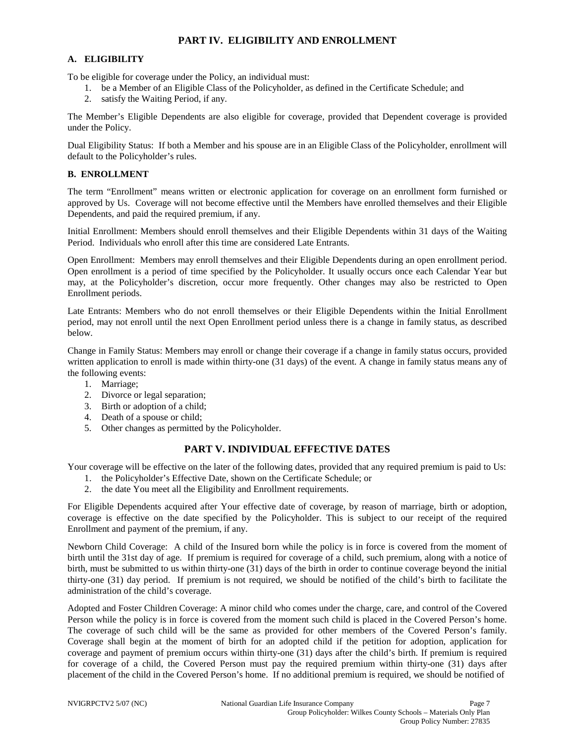## PART IV. ELIGIBILITY AND ENROLLMENT

### A. ELIGIBILITY

To be eligible for coverage under the Policy, an individual must:

1. be a Member of an Eligible Class of the Policyholder, as defined in the Certificate Schedule; and
2. satisfy the Waiting Period, if any.

The Member's Eligible Dependents are also eligible for coverage, provided that Dependent coverage is provided under the Policy.

Dual Eligibility Status: If both a Member and his spouse are in an Eligible Class of the Policyholder, enrollment will default to the Policyholder's rules.

### B. ENROLLMENT

The term "Enrollment" means written or electronic application for coverage on an enrollment form furnished or approved by Us. Coverage will not become effective until the Members have enrolled themselves and their Eligible Dependents, and paid the required premium, if any.

Initial Enrollment: Members should enroll themselves and their Eligible Dependents within 31 days of the Waiting Period. Individuals who enroll after this time are considered Late Entrants.

Open Enrollment: Members may enroll themselves and their Eligible Dependents during an open enrollment period. Open enrollment is a period of time specified by the Policyholder. It usually occurs once each Calendar Year but may, at the Policyholder's discretion, occur more frequently. Other changes may also be restricted to Open Enrollment periods.

Late Entrants: Members who do not enroll themselves or their Eligible Dependents within the Initial Enrollment period, may not enroll until the next Open Enrollment period unless there is a change in family status, as described below.

Change in Family Status: Members may enroll or change their coverage if a change in family status occurs, provided written application to enroll is made within thirty-one (31 days) of the event. A change in family status means any of the following events:

1. Marriage;
2. Divorce or legal separation;
3. Birth or adoption of a child;
4. Death of a spouse or child;
5. Other changes as permitted by the Policyholder.

## PART V. INDIVIDUAL EFFECTIVE DATES

Your coverage will be effective on the later of the following dates, provided that any required premium is paid to Us:

1. the Policyholder's Effective Date, shown on the Certificate Schedule; or
2. the date You meet all the Eligibility and Enrollment requirements.

For Eligible Dependents acquired after Your effective date of coverage, by reason of marriage, birth or adoption, coverage is effective on the date specified by the Policyholder. This is subject to our receipt of the required Enrollment and payment of the premium, if any.

Newborn Child Coverage: A child of the Insured born while the policy is in force is covered from the moment of birth until the 31st day of age. If premium is required for coverage of a child, such premium, along with a notice of birth, must be submitted to us within thirty-one (31) days of the birth in order to continue coverage beyond the initial thirty-one (31) day period. If premium is not required, we should be notified of the child's birth to facilitate the administration of the child's coverage.

Adopted and Foster Children Coverage: A minor child who comes under the charge, care, and control of the Covered Person while the policy is in force is covered from the moment such child is placed in the Covered Person's home. The coverage of such child will be the same as provided for other members of the Covered Person's family. Coverage shall begin at the moment of birth for an adopted child if the petition for adoption, application for coverage and payment of premium occurs within thirty-one (31) days after the child's birth. If premium is required for coverage of a child, the Covered Person must pay the required premium within thirty-one (31) days after placement of the child in the Covered Person's home. If no additional premium is required, we should be notified of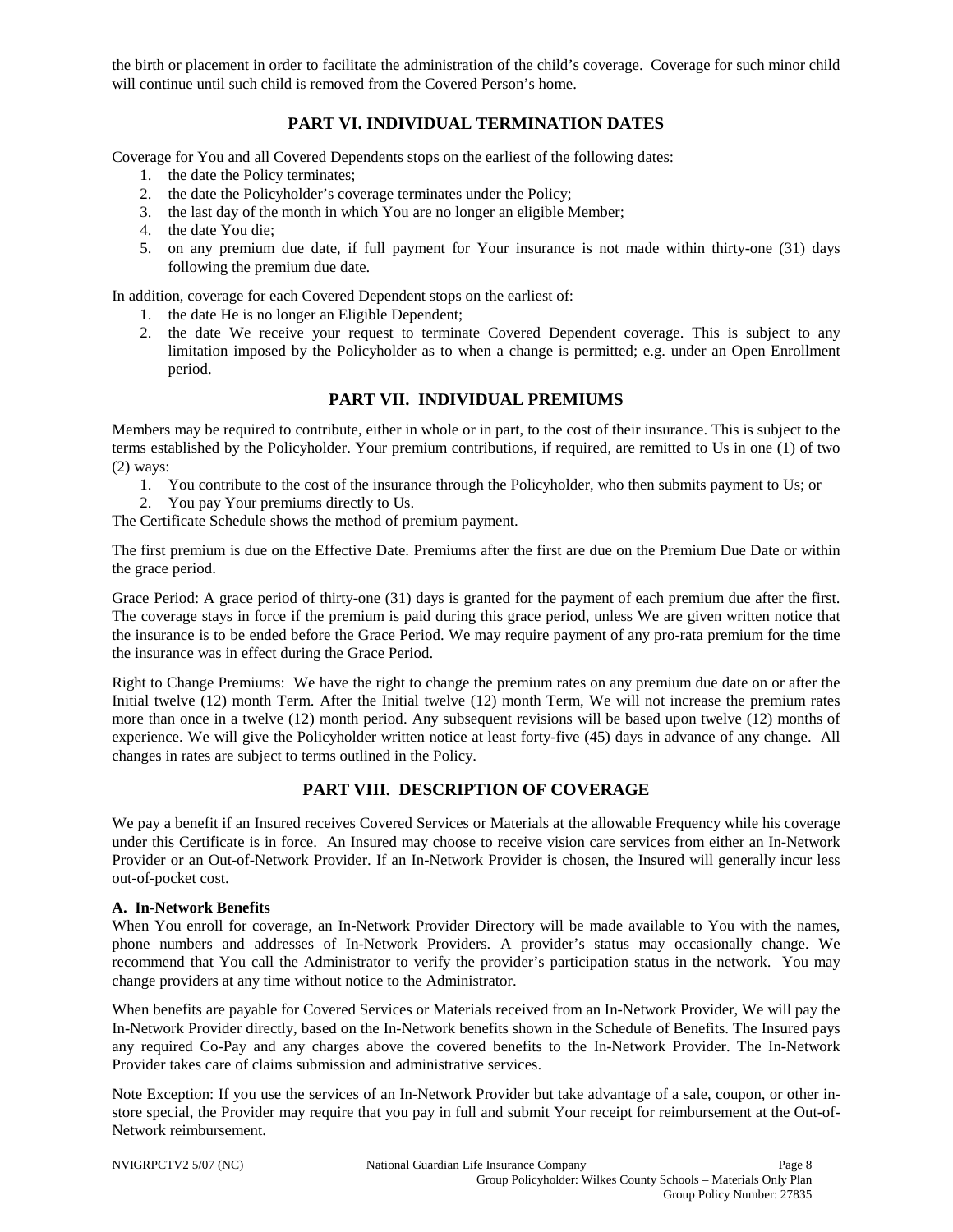the birth or placement in order to facilitate the administration of the child's coverage. Coverage for such minor child will continue until such child is removed from the Covered Person's home.

## PART VI. INDIVIDUAL TERMINATION DATES

Coverage for You and all Covered Dependents stops on the earliest of the following dates:

1. the date the Policy terminates;
2. the date the Policyholder's coverage terminates under the Policy;
3. the last day of the month in which You are no longer an eligible Member;
4. the date You die;
5. on any premium due date, if full payment for Your insurance is not made within thirty-one (31) days following the premium due date.

In addition, coverage for each Covered Dependent stops on the earliest of:

1. the date He is no longer an Eligible Dependent;
2. the date We receive your request to terminate Covered Dependent coverage. This is subject to any limitation imposed by the Policyholder as to when a change is permitted; e.g. under an Open Enrollment period.

## PART VII. INDIVIDUAL PREMIUMS

Members may be required to contribute, either in whole or in part, to the cost of their insurance. This is subject to the terms established by the Policyholder. Your premium contributions, if required, are remitted to Us in one (1) of two (2) ways:

1. You contribute to the cost of the insurance through the Policyholder, who then submits payment to Us; or
2. You pay Your premiums directly to Us.

The Certificate Schedule shows the method of premium payment.

The first premium is due on the Effective Date. Premiums after the first are due on the Premium Due Date or within the grace period.

Grace Period: A grace period of thirty-one (31) days is granted for the payment of each premium due after the first. The coverage stays in force if the premium is paid during this grace period, unless We are given written notice that the insurance is to be ended before the Grace Period. We may require payment of any pro-rata premium for the time the insurance was in effect during the Grace Period.

Right to Change Premiums: We have the right to change the premium rates on any premium due date on or after the Initial twelve (12) month Term. After the Initial twelve (12) month Term, We will not increase the premium rates more than once in a twelve (12) month period. Any subsequent revisions will be based upon twelve (12) months of experience. We will give the Policyholder written notice at least forty-five (45) days in advance of any change. All changes in rates are subject to terms outlined in the Policy.

## PART VIII. DESCRIPTION OF COVERAGE

We pay a benefit if an Insured receives Covered Services or Materials at the allowable Frequency while his coverage under this Certificate is in force. An Insured may choose to receive vision care services from either an In-Network Provider or an Out-of-Network Provider. If an In-Network Provider is chosen, the Insured will generally incur less out-of-pocket cost.

**A. In-Network Benefits**

When You enroll for coverage, an In-Network Provider Directory will be made available to You with the names, phone numbers and addresses of In-Network Providers. A provider's status may occasionally change. We recommend that You call the Administrator to verify the provider's participation status in the network. You may change providers at any time without notice to the Administrator.

When benefits are payable for Covered Services or Materials received from an In-Network Provider, We will pay the In-Network Provider directly, based on the In-Network benefits shown in the Schedule of Benefits. The Insured pays any required Co-Pay and any charges above the covered benefits to the In-Network Provider. The In-Network Provider takes care of claims submission and administrative services.

Note Exception: If you use the services of an In-Network Provider but take advantage of a sale, coupon, or other in-store special, the Provider may require that you pay in full and submit Your receipt for reimbursement at the Out-of-Network reimbursement.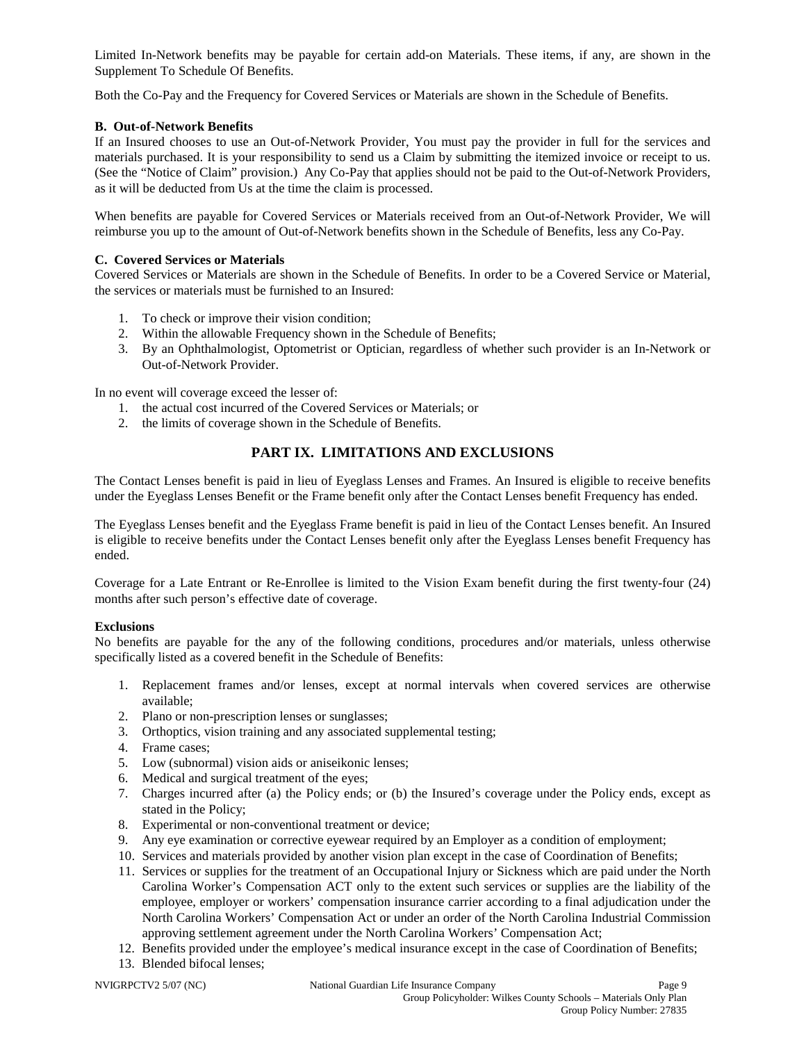Limited In-Network benefits may be payable for certain add-on Materials. These items, if any, are shown in the Supplement To Schedule Of Benefits.

Both the Co-Pay and the Frequency for Covered Services or Materials are shown in the Schedule of Benefits.

**B. Out-of-Network Benefits**

If an Insured chooses to use an Out-of-Network Provider, You must pay the provider in full for the services and materials purchased. It is your responsibility to send us a Claim by submitting the itemized invoice or receipt to us. (See the "Notice of Claim" provision.) Any Co-Pay that applies should not be paid to the Out-of-Network Providers, as it will be deducted from Us at the time the claim is processed.

When benefits are payable for Covered Services or Materials received from an Out-of-Network Provider, We will reimburse you up to the amount of Out-of-Network benefits shown in the Schedule of Benefits, less any Co-Pay.

**C. Covered Services or Materials**

Covered Services or Materials are shown in the Schedule of Benefits. In order to be a Covered Service or Material, the services or materials must be furnished to an Insured:

1. To check or improve their vision condition;
2. Within the allowable Frequency shown in the Schedule of Benefits;
3. By an Ophthalmologist, Optometrist or Optician, regardless of whether such provider is an In-Network or Out-of-Network Provider.

In no event will coverage exceed the lesser of:

1. the actual cost incurred of the Covered Services or Materials; or
2. the limits of coverage shown in the Schedule of Benefits.

## PART IX. LIMITATIONS AND EXCLUSIONS

The Contact Lenses benefit is paid in lieu of Eyeglass Lenses and Frames. An Insured is eligible to receive benefits under the Eyeglass Lenses Benefit or the Frame benefit only after the Contact Lenses benefit Frequency has ended.

The Eyeglass Lenses benefit and the Eyeglass Frame benefit is paid in lieu of the Contact Lenses benefit. An Insured is eligible to receive benefits under the Contact Lenses benefit only after the Eyeglass Lenses benefit Frequency has ended.

Coverage for a Late Entrant or Re-Enrollee is limited to the Vision Exam benefit during the first twenty-four (24) months after such person's effective date of coverage.

**Exclusions**

No benefits are payable for the any of the following conditions, procedures and/or materials, unless otherwise specifically listed as a covered benefit in the Schedule of Benefits:

1. Replacement frames and/or lenses, except at normal intervals when covered services are otherwise available;
2. Plano or non-prescription lenses or sunglasses;
3. Orthoptics, vision training and any associated supplemental testing;
4. Frame cases;
5. Low (subnormal) vision aids or aniseikonic lenses;
6. Medical and surgical treatment of the eyes;
7. Charges incurred after (a) the Policy ends; or (b) the Insured's coverage under the Policy ends, except as stated in the Policy;
8. Experimental or non-conventional treatment or device;
9. Any eye examination or corrective eyewear required by an Employer as a condition of employment;
10. Services and materials provided by another vision plan except in the case of Coordination of Benefits;
11. Services or supplies for the treatment of an Occupational Injury or Sickness which are paid under the North Carolina Worker's Compensation ACT only to the extent such services or supplies are the liability of the employee, employer or workers' compensation insurance carrier according to a final adjudication under the North Carolina Workers' Compensation Act or under an order of the North Carolina Industrial Commission approving settlement agreement under the North Carolina Workers' Compensation Act;
12. Benefits provided under the employee's medical insurance except in the case of Coordination of Benefits;
13. Blended bifocal lenses;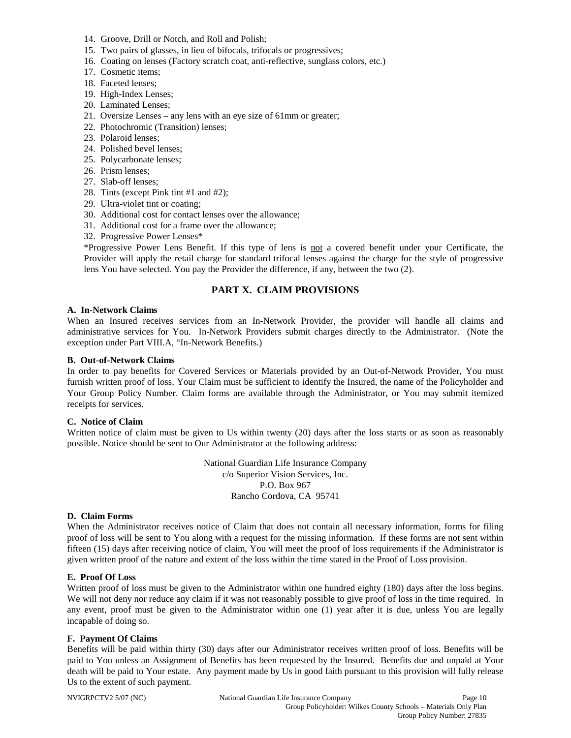14. Groove, Drill or Notch, and Roll and Polish;
15. Two pairs of glasses, in lieu of bifocals, trifocals or progressives;
16. Coating on lenses (Factory scratch coat, anti-reflective, sunglass colors, etc.)
17. Cosmetic items;
18. Faceted lenses;
19. High-Index Lenses;
20. Laminated Lenses;
21. Oversize Lenses – any lens with an eye size of 61mm or greater;
22. Photochromic (Transition) lenses;
23. Polaroid lenses;
24. Polished bevel lenses;
25. Polycarbonate lenses;
26. Prism lenses;
27. Slab-off lenses;
28. Tints (except Pink tint #1 and #2);
29. Ultra-violet tint or coating;
30. Additional cost for contact lenses over the allowance;
31. Additional cost for a frame over the allowance;
32. Progressive Power Lenses*

*Progressive Power Lens Benefit. If this type of lens is not a covered benefit under your Certificate, the Provider will apply the retail charge for standard trifocal lenses against the charge for the style of progressive lens You have selected. You pay the Provider the difference, if any, between the two (2).

## PART X. CLAIM PROVISIONS

**A. In-Network Claims**

When an Insured receives services from an In-Network Provider, the provider will handle all claims and administrative services for You. In-Network Providers submit charges directly to the Administrator. (Note the exception under Part VIII.A, "In-Network Benefits.)

**B. Out-of-Network Claims**

In order to pay benefits for Covered Services or Materials provided by an Out-of-Network Provider, You must furnish written proof of loss. Your Claim must be sufficient to identify the Insured, the name of the Policyholder and Your Group Policy Number. Claim forms are available through the Administrator, or You may submit itemized receipts for services.

**C. Notice of Claim**

Written notice of claim must be given to Us within twenty (20) days after the loss starts or as soon as reasonably possible. Notice should be sent to Our Administrator at the following address:

National Guardian Life Insurance Company
c/o Superior Vision Services, Inc.
P.O. Box 967
Rancho Cordova, CA 95741

**D. Claim Forms**

When the Administrator receives notice of Claim that does not contain all necessary information, forms for filing proof of loss will be sent to You along with a request for the missing information. If these forms are not sent within fifteen (15) days after receiving notice of claim, You will meet the proof of loss requirements if the Administrator is given written proof of the nature and extent of the loss within the time stated in the Proof of Loss provision.

**E. Proof Of Loss**

Written proof of loss must be given to the Administrator within one hundred eighty (180) days after the loss begins. We will not deny nor reduce any claim if it was not reasonably possible to give proof of loss in the time required. In any event, proof must be given to the Administrator within one (1) year after it is due, unless You are legally incapable of doing so.

**F. Payment Of Claims**

Benefits will be paid within thirty (30) days after our Administrator receives written proof of loss. Benefits will be paid to You unless an Assignment of Benefits has been requested by the Insured. Benefits due and unpaid at Your death will be paid to Your estate. Any payment made by Us in good faith pursuant to this provision will fully release Us to the extent of such payment.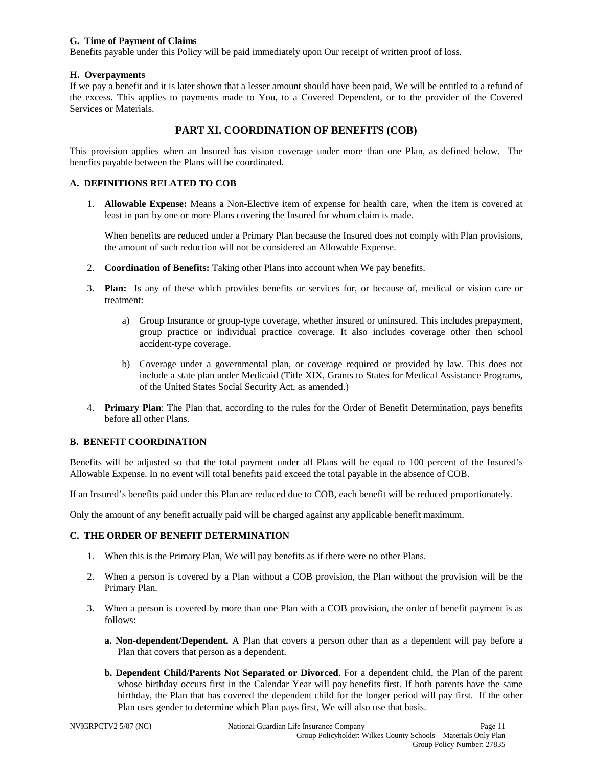**G. Time of Payment of Claims**

Benefits payable under this Policy will be paid immediately upon Our receipt of written proof of loss.

**H. Overpayments**

If we pay a benefit and it is later shown that a lesser amount should have been paid, We will be entitled to a refund of the excess. This applies to payments made to You, to a Covered Dependent, or to the provider of the Covered Services or Materials.

## PART XI. COORDINATION OF BENEFITS (COB)

This provision applies when an Insured has vision coverage under more than one Plan, as defined below. The benefits payable between the Plans will be coordinated.

### A. DEFINITIONS RELATED TO COB

1. **Allowable Expense:** Means a Non-Elective item of expense for health care, when the item is covered at least in part by one or more Plans covering the Insured for whom claim is made.

   When benefits are reduced under a Primary Plan because the Insured does not comply with Plan provisions, the amount of such reduction will not be considered an Allowable Expense.

2. **Coordination of Benefits:** Taking other Plans into account when We pay benefits.

3. **Plan:** Is any of these which provides benefits or services for, or because of, medical or vision care or treatment:

   a) Group Insurance or group-type coverage, whether insured or uninsured. This includes prepayment, group practice or individual practice coverage. It also includes coverage other then school accident-type coverage.

   b) Coverage under a governmental plan, or coverage required or provided by law. This does not include a state plan under Medicaid (Title XIX, Grants to States for Medical Assistance Programs, of the United States Social Security Act, as amended.)

4. **Primary Plan**: The Plan that, according to the rules for the Order of Benefit Determination, pays benefits before all other Plans.

### B. BENEFIT COORDINATION

Benefits will be adjusted so that the total payment under all Plans will be equal to 100 percent of the Insured's Allowable Expense. In no event will total benefits paid exceed the total payable in the absence of COB.

If an Insured's benefits paid under this Plan are reduced due to COB, each benefit will be reduced proportionately.

Only the amount of any benefit actually paid will be charged against any applicable benefit maximum.

### C. THE ORDER OF BENEFIT DETERMINATION

1. When this is the Primary Plan, We will pay benefits as if there were no other Plans.

2. When a person is covered by a Plan without a COB provision, the Plan without the provision will be the Primary Plan.

3. When a person is covered by more than one Plan with a COB provision, the order of benefit payment is as follows:

   **a. Non-dependent/Dependent.** A Plan that covers a person other than as a dependent will pay before a Plan that covers that person as a dependent.

   **b. Dependent Child/Parents Not Separated or Divorced**. For a dependent child, the Plan of the parent whose birthday occurs first in the Calendar Year will pay benefits first. If both parents have the same birthday, the Plan that has covered the dependent child for the longer period will pay first. If the other Plan uses gender to determine which Plan pays first, We will also use that basis.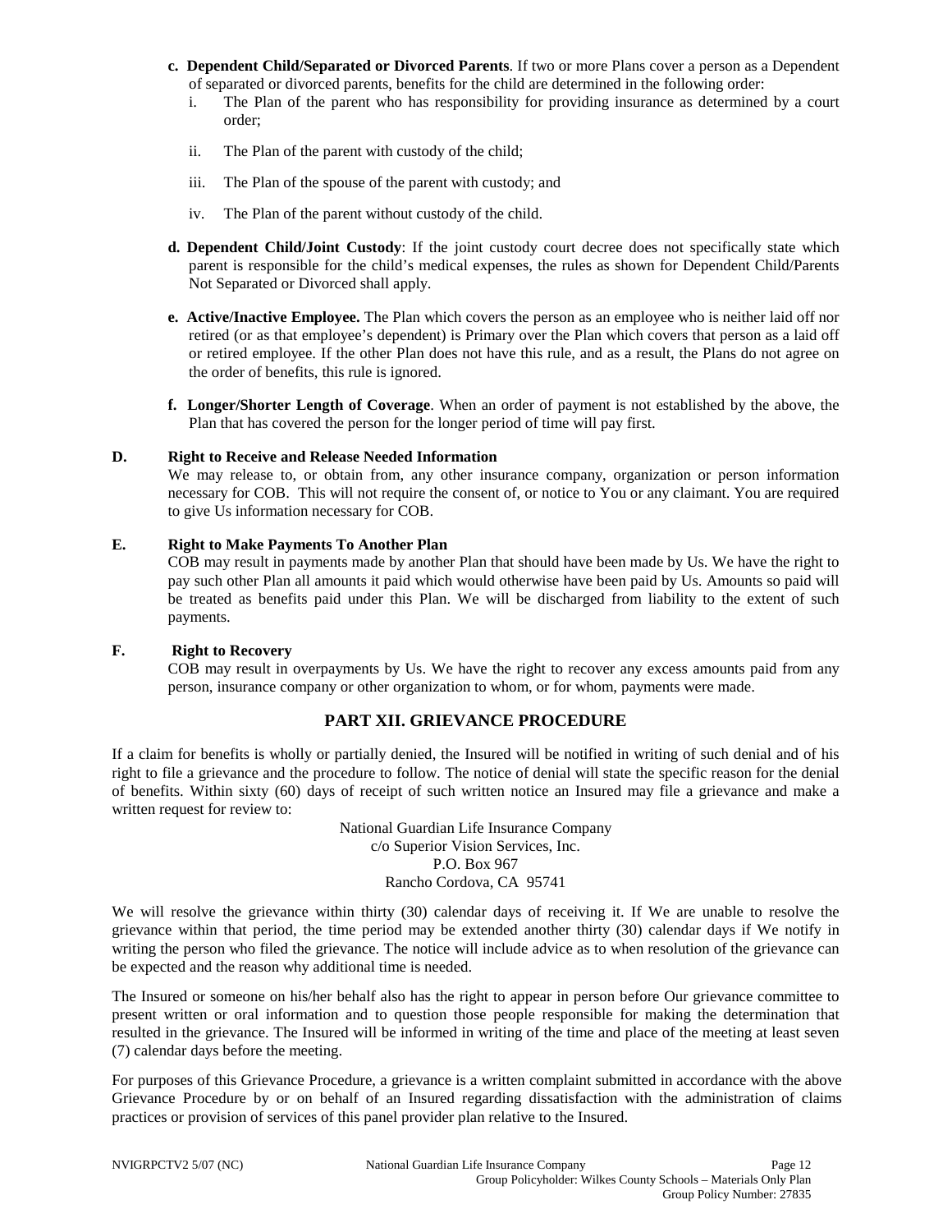c. **Dependent Child/Separated or Divorced Parents**. If two or more Plans cover a person as a Dependent of separated or divorced parents, benefits for the child are determined in the following order:

   i. The Plan of the parent who has responsibility for providing insurance as determined by a court order;

   ii. The Plan of the parent with custody of the child;

   iii. The Plan of the spouse of the parent with custody; and

   iv. The Plan of the parent without custody of the child.

d. **Dependent Child/Joint Custody**: If the joint custody court decree does not specifically state which parent is responsible for the child's medical expenses, the rules as shown for Dependent Child/Parents Not Separated or Divorced shall apply.

e. **Active/Inactive Employee.** The Plan which covers the person as an employee who is neither laid off nor retired (or as that employee's dependent) is Primary over the Plan which covers that person as a laid off or retired employee. If the other Plan does not have this rule, and as a result, the Plans do not agree on the order of benefits, this rule is ignored.

f. **Longer/Shorter Length of Coverage**. When an order of payment is not established by the above, the Plan that has covered the person for the longer period of time will pay first.

**D. Right to Receive and Release Needed Information**

We may release to, or obtain from, any other insurance company, organization or person information necessary for COB. This will not require the consent of, or notice to You or any claimant. You are required to give Us information necessary for COB.

**E. Right to Make Payments To Another Plan**

COB may result in payments made by another Plan that should have been made by Us. We have the right to pay such other Plan all amounts it paid which would otherwise have been paid by Us. Amounts so paid will be treated as benefits paid under this Plan. We will be discharged from liability to the extent of such payments.

**F. Right to Recovery**

COB may result in overpayments by Us. We have the right to recover any excess amounts paid from any person, insurance company or other organization to whom, or for whom, payments were made.

## PART XII. GRIEVANCE PROCEDURE

If a claim for benefits is wholly or partially denied, the Insured will be notified in writing of such denial and of his right to file a grievance and the procedure to follow. The notice of denial will state the specific reason for the denial of benefits. Within sixty (60) days of receipt of such written notice an Insured may file a grievance and make a written request for review to:

National Guardian Life Insurance Company
c/o Superior Vision Services, Inc.
P.O. Box 967
Rancho Cordova, CA 95741

We will resolve the grievance within thirty (30) calendar days of receiving it. If We are unable to resolve the grievance within that period, the time period may be extended another thirty (30) calendar days if We notify in writing the person who filed the grievance. The notice will include advice as to when resolution of the grievance can be expected and the reason why additional time is needed.

The Insured or someone on his/her behalf also has the right to appear in person before Our grievance committee to present written or oral information and to question those people responsible for making the determination that resulted in the grievance. The Insured will be informed in writing of the time and place of the meeting at least seven (7) calendar days before the meeting.

For purposes of this Grievance Procedure, a grievance is a written complaint submitted in accordance with the above Grievance Procedure by or on behalf of an Insured regarding dissatisfaction with the administration of claims practices or provision of services of this panel provider plan relative to the Insured.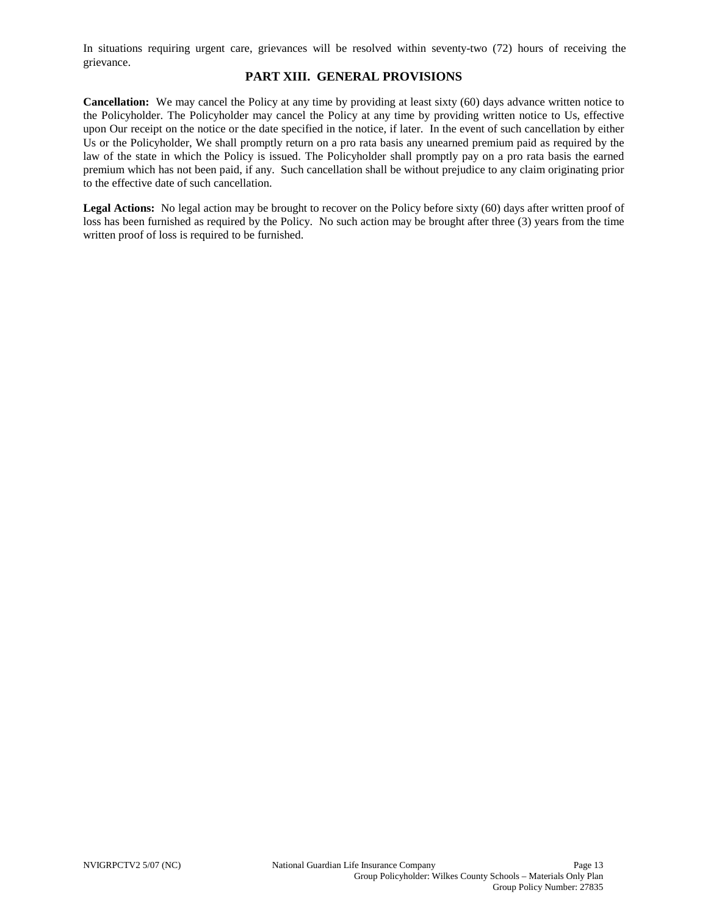In situations requiring urgent care, grievances will be resolved within seventy-two (72) hours of receiving the grievance.

## PART XIII. GENERAL PROVISIONS

**Cancellation:** We may cancel the Policy at any time by providing at least sixty (60) days advance written notice to the Policyholder. The Policyholder may cancel the Policy at any time by providing written notice to Us, effective upon Our receipt on the notice or the date specified in the notice, if later. In the event of such cancellation by either Us or the Policyholder, We shall promptly return on a pro rata basis any unearned premium paid as required by the law of the state in which the Policy is issued. The Policyholder shall promptly pay on a pro rata basis the earned premium which has not been paid, if any. Such cancellation shall be without prejudice to any claim originating prior to the effective date of such cancellation.

**Legal Actions:** No legal action may be brought to recover on the Policy before sixty (60) days after written proof of loss has been furnished as required by the Policy. No such action may be brought after three (3) years from the time written proof of loss is required to be furnished.